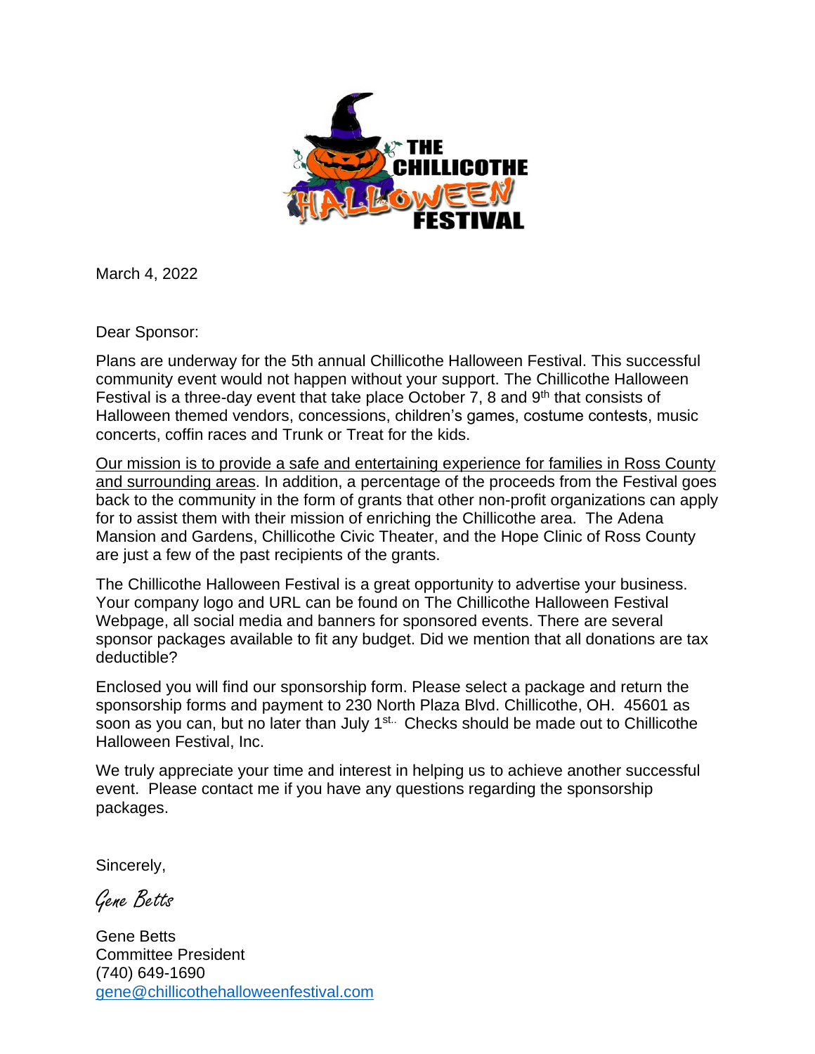March 4, 2022

Dear Sponsor:

Plans are underway for the 5th annual Chillicothe Halloween Festival. This successful community event would not happen without your support. The Chillicothe Halloween Festival is a three-day event that take place October 7, 8 and 9th that consists of Halloween themed vendors, concessions, children's games, costume contests, music concerts, coffin races and Trunk or Treat for the kids.

<u>Our mission is to provide a safe and entertaining experience for families in Ross County and surrounding areas</u>. In addition, a percentage of the proceeds from the Festival goes back to the community in the form of grants that other non-profit organizations can apply for to assist them with their mission of enriching the Chillicothe area. The Adena Mansion and Gardens, Chillicothe Civic Theater, and the Hope Clinic of Ross County are just a few of the past recipients of the grants.

The Chillicothe Halloween Festival is a great opportunity to advertise your business. Your company logo and URL can be found on The Chillicothe Halloween Festival Webpage, all social media and banners for sponsored events. There are several sponsor packages available to fit any budget. Did we mention that all donations are tax deductible?

Enclosed you will find our sponsorship form. Please select a package and return the sponsorship forms and payment to 230 North Plaza Blvd. Chillicothe, OH. 45601 as soon as you can, but no later than July 1st.. Checks should be made out to Chillicothe Halloween Festival, Inc.

We truly appreciate your time and interest in helping us to achieve another successful event. Please contact me if you have any questions regarding the sponsorship packages.

Sincerely,

*Gene Betts*

Gene Betts
Committee President
(740) 649-1690
gene@chillicothehalloweenfestival.com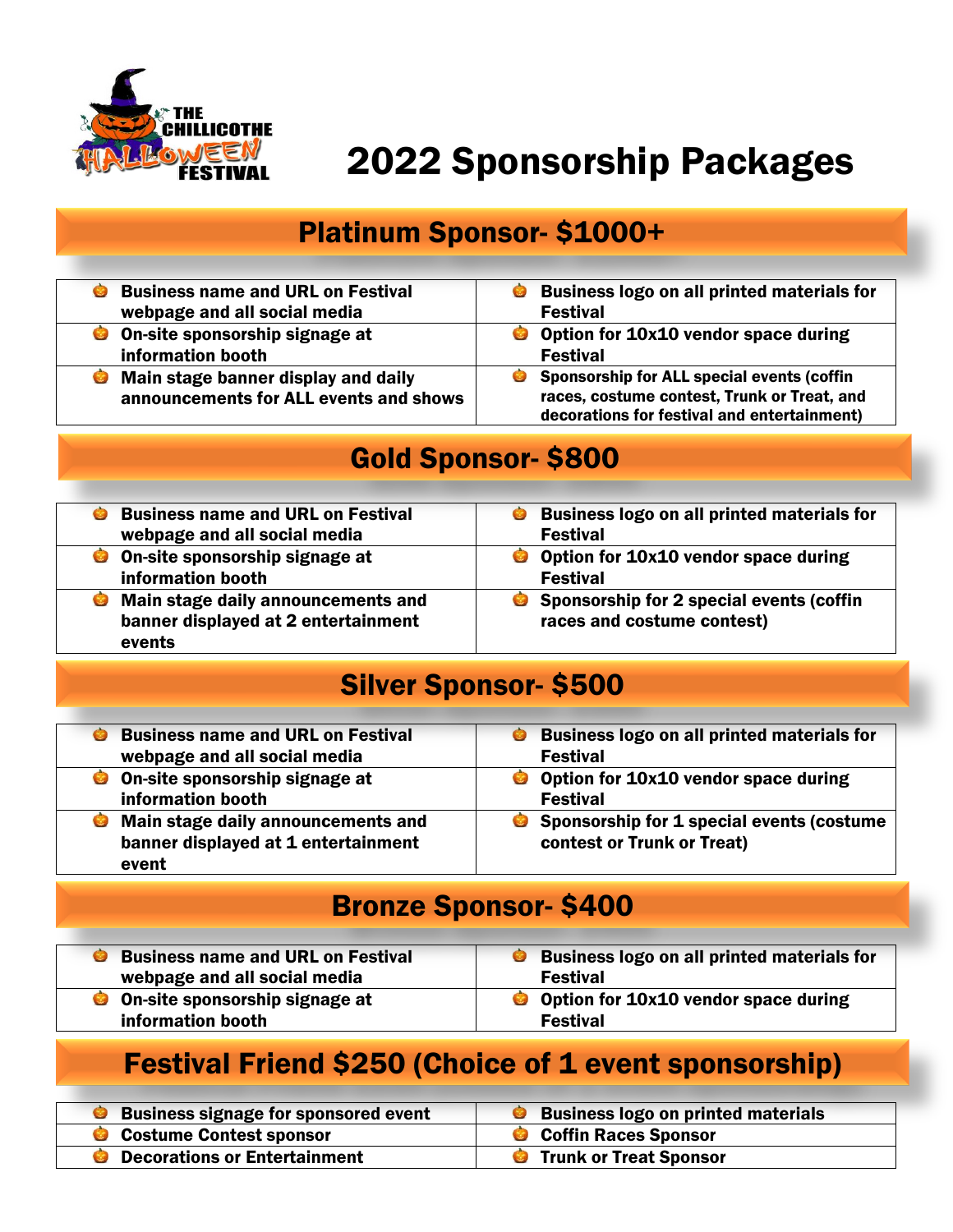THE CHILLICOTHE HALLOWEEN FESTIVAL

# 2022 Sponsorship Packages

## Platinum Sponsor- $1000+

| | |
|---|---|
| Business name and URL on Festival webpage and all social media | Business logo on all printed materials for Festival |
| On-site sponsorship signage at information booth | Option for 10x10 vendor space during Festival |
| Main stage banner display and daily announcements for ALL events and shows | Sponsorship for ALL special events (coffin races, costume contest, Trunk or Treat, and decorations for festival and entertainment) |

## Gold Sponsor- $800

| | |
|---|---|
| Business name and URL on Festival webpage and all social media | Business logo on all printed materials for Festival |
| On-site sponsorship signage at information booth | Option for 10x10 vendor space during Festival |
| Main stage daily announcements and banner displayed at 2 entertainment events | Sponsorship for 2 special events (coffin races and costume contest) |

## Silver Sponsor- $500

| | |
|---|---|
| Business name and URL on Festival webpage and all social media | Business logo on all printed materials for Festival |
| On-site sponsorship signage at information booth | Option for 10x10 vendor space during Festival |
| Main stage daily announcements and banner displayed at 1 entertainment event | Sponsorship for 1 special events (costume contest or Trunk or Treat) |

## Bronze Sponsor- $400

| | |
|---|---|
| Business name and URL on Festival webpage and all social media | Business logo on all printed materials for Festival |
| On-site sponsorship signage at information booth | Option for 10x10 vendor space during Festival |

## Festival Friend $250 (Choice of 1 event sponsorship)

| | |
|---|---|
| Business signage for sponsored event | Business logo on printed materials |
| Costume Contest sponsor | Coffin Races Sponsor |
| Decorations or Entertainment | Trunk or Treat Sponsor |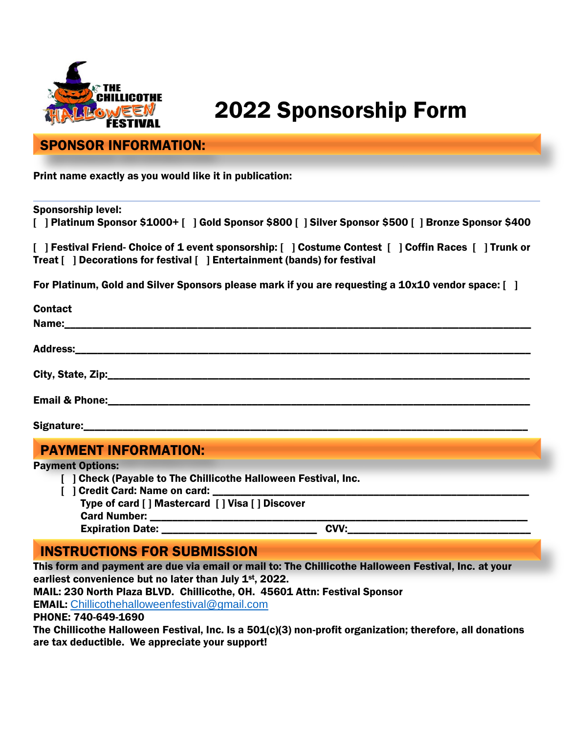# 2022 Sponsorship Form

## SPONSOR INFORMATION:

**Print name exactly as you would like it in publication:**

---

**Sponsorship level:**

**[ ] Platinum Sponsor $1000+ [ ] Gold Sponsor $800 [ ] Silver Sponsor $500 [ ] Bronze Sponsor $400**

**[ ] Festival Friend- Choice of 1 event sponsorship: [ ] Costume Contest [ ] Coffin Races [ ] Trunk or Treat [ ] Decorations for festival [ ] Entertainment (bands) for festival**

**For Platinum, Gold and Silver Sponsors please mark if you are requesting a 10x10 vendor space: [ ]**

**Contact Name:**______________________________________________________________________

**Address:**______________________________________________________________________

**City, State, Zip:**______________________________________________________________________

**Email & Phone:**______________________________________________________________________

**Signature:**______________________________________________________________________

## PAYMENT INFORMATION:

**Payment Options:**

- **[ ] Check (Payable to The Chillicothe Halloween Festival, Inc.**
- **[ ] Credit Card: Name on card:** ____________________________________________
  - **Type of card [ ] Mastercard [ ] Visa [ ] Discover**
  - **Card Number:** ____________________________________________________
  - **Expiration Date:** ________________________ **CVV:**__________________________

## INSTRUCTIONS FOR SUBMISSION

**This form and payment are due via email or mail to: The Chillicothe Halloween Festival, Inc. at your earliest convenience but no later than July 1st, 2022.**

**MAIL: 230 North Plaza BLVD. Chillicothe, OH. 45601 Attn: Festival Sponsor**

**EMAIL:** Chillicothehalloweenfestival@gmail.com

**PHONE: 740-649-1690**

**The Chillicothe Halloween Festival, Inc. Is a 501(c)(3) non-profit organization; therefore, all donations are tax deductible. We appreciate your support!**